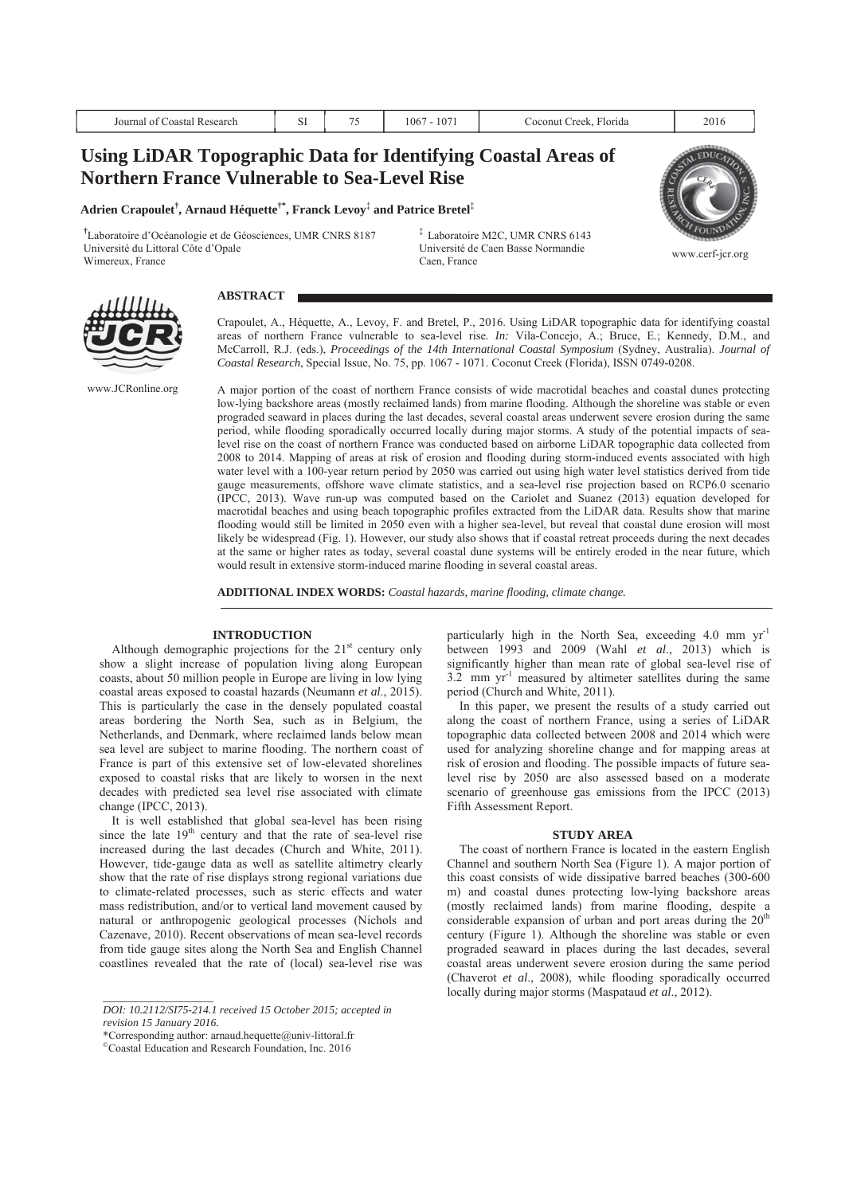# Using LiDAR Topographic Data for Identifying Coastal Areas of Northern France Vulnerable to Sea-Level Rise

**Adrien Crapoulet[†], Arnaud Héquette[†*], Franck Levoy[‡] and Patrice Bretel[‡]**

[†]Laboratoire d'Océanologie et de Géosciences, UMR CNRS 8187
Université du Littoral Côte d'Opale
Wimereux, France

[‡] Laboratoire M2C, UMR CNRS 6143
Université de Caen Basse Normandie
Caen, France

www.cerf-jcr.org

www.JCRonline.org

## ABSTRACT

Crapoulet, A., Héquette, A., Levoy, F. and Bretel, P., 2016. Using LiDAR topographic data for identifying coastal areas of northern France vulnerable to sea-level rise. *In:* Vila-Concejo, A.; Bruce, E.; Kennedy, D.M., and McCarroll, R.J. (eds.), *Proceedings of the 14th International Coastal Symposium* (Sydney, Australia). *Journal of Coastal Research*, Special Issue, No. 75, pp. 1067 - 1071. Coconut Creek (Florida), ISSN 0749-0208.

A major portion of the coast of northern France consists of wide macrotidal beaches and coastal dunes protecting low-lying backshore areas (mostly reclaimed lands) from marine flooding. Although the shoreline was stable or even prograded seaward in places during the last decades, several coastal areas underwent severe erosion during the same period, while flooding sporadically occurred locally during major storms. A study of the potential impacts of sea-level rise on the coast of northern France was conducted based on airborne LiDAR topographic data collected from 2008 to 2014. Mapping of areas at risk of erosion and flooding during storm-induced events associated with high water level with a 100-year return period by 2050 was carried out using high water level statistics derived from tide gauge measurements, offshore wave climate statistics, and a sea-level rise projection based on RCP6.0 scenario (IPCC, 2013). Wave run-up was computed based on the Cariolet and Suanez (2013) equation developed for macrotidal beaches and using beach topographic profiles extracted from the LiDAR data. Results show that marine flooding would still be limited in 2050 even with a higher sea-level, but reveal that coastal dune erosion will most likely be widespread (Fig. 1). However, our study also shows that if coastal retreat proceeds during the next decades at the same or higher rates as today, several coastal dune systems will be entirely eroded in the near future, which would result in extensive storm-induced marine flooding in several coastal areas.

**ADDITIONAL INDEX WORDS:** *Coastal hazards, marine flooding, climate change.*

## INTRODUCTION

Although demographic projections for the 21[st] century only show a slight increase of population living along European coasts, about 50 million people in Europe are living in low lying coastal areas exposed to coastal hazards (Neumann *et al*., 2015). This is particularly the case in the densely populated coastal areas bordering the North Sea, such as in Belgium, the Netherlands, and Denmark, where reclaimed lands below mean sea level are subject to marine flooding. The northern coast of France is part of this extensive set of low-elevated shorelines exposed to coastal risks that are likely to worsen in the next decades with predicted sea level rise associated with climate change (IPCC, 2013).

It is well established that global sea-level has been rising since the late 19[th] century and that the rate of sea-level rise increased during the last decades (Church and White, 2011). However, tide-gauge data as well as satellite altimetry clearly show that the rate of rise displays strong regional variations due to climate-related processes, such as steric effects and water mass redistribution, and/or to vertical land movement caused by natural or anthropogenic geological processes (Nichols and Cazenave, 2010). Recent observations of mean sea-level records from tide gauge sites along the North Sea and English Channel coastlines revealed that the rate of (local) sea-level rise was particularly high in the North Sea, exceeding 4.0 mm $yr^{-1}$ between 1993 and 2009 (Wahl *et al*., 2013) which is significantly higher than mean rate of global sea-level rise of 3.2 mm $yr^{-1}$ measured by altimeter satellites during the same period (Church and White, 2011).

In this paper, we present the results of a study carried out along the coast of northern France, using a series of LiDAR topographic data collected between 2008 and 2014 which were used for analyzing shoreline change and for mapping areas at risk of erosion and flooding. The possible impacts of future sea-level rise by 2050 are also assessed based on a moderate scenario of greenhouse gas emissions from the IPCC (2013) Fifth Assessment Report.

## STUDY AREA

The coast of northern France is located in the eastern English Channel and southern North Sea (Figure 1). A major portion of this coast consists of wide dissipative barred beaches (300-600 m) and coastal dunes protecting low-lying backshore areas (mostly reclaimed lands) from marine flooding, despite a considerable expansion of urban and port areas during the 20[th] century (Figure 1). Although the shoreline was stable or even prograded seaward in places during the last decades, several coastal areas underwent severe erosion during the same period (Chaverot *et al*., 2008), while flooding sporadically occurred locally during major storms (Maspataud *et al*., 2012).

---

*DOI: 10.2112/SI75-214.1 received 15 October 2015; accepted in revision 15 January 2016.*

*Corresponding author: arnaud.hequette@univ-littoral.fr

©Coastal Education and Research Foundation, Inc. 2016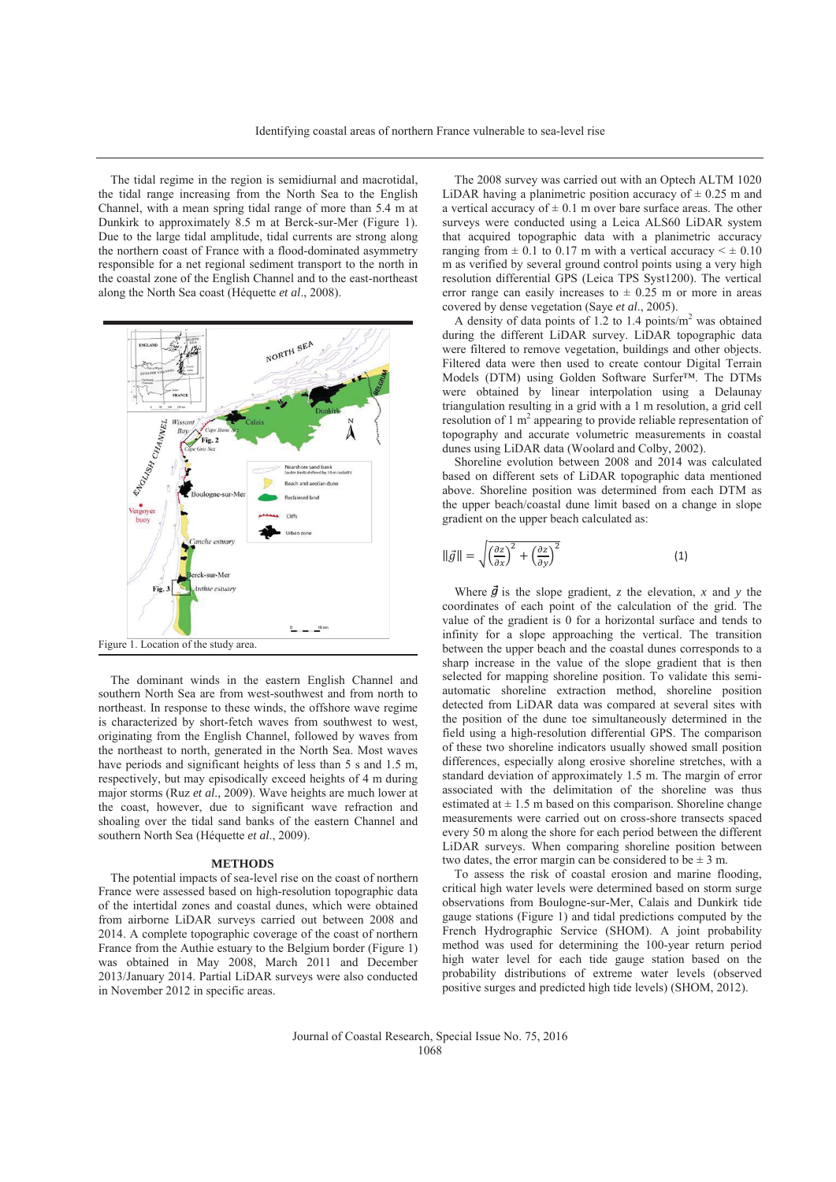The tidal regime in the region is semidiurnal and macrotidal, the tidal range increasing from the North Sea to the English Channel, with a mean spring tidal range of more than 5.4 m at Dunkirk to approximately 8.5 m at Berck-sur-Mer (Figure 1). Due to the large tidal amplitude, tidal currents are strong along the northern coast of France with a flood-dominated asymmetry responsible for a net regional sediment transport to the north in the coastal zone of the English Channel and to the east-northeast along the North Sea coast (Héquette *et al*., 2008).

Figure 1. Location of the study area.

The dominant winds in the eastern English Channel and southern North Sea are from west-southwest and from north to northeast. In response to these winds, the offshore wave regime is characterized by short-fetch waves from southwest to west, originating from the English Channel, followed by waves from the northeast to north, generated in the North Sea. Most waves have periods and significant heights of less than 5 s and 1.5 m, respectively, but may episodically exceed heights of 4 m during major storms (Ruz *et al*., 2009). Wave heights are much lower at the coast, however, due to significant wave refraction and shoaling over the tidal sand banks of the eastern Channel and southern North Sea (Héquette *et al*., 2009).

## METHODS

The potential impacts of sea-level rise on the coast of northern France were assessed based on high-resolution topographic data of the intertidal zones and coastal dunes, which were obtained from airborne LiDAR surveys carried out between 2008 and 2014. A complete topographic coverage of the coast of northern France from the Authie estuary to the Belgium border (Figure 1) was obtained in May 2008, March 2011 and December 2013/January 2014. Partial LiDAR surveys were also conducted in November 2012 in specific areas.

The 2008 survey was carried out with an Optech ALTM 1020 LiDAR having a planimetric position accuracy of ± 0.25 m and a vertical accuracy of ± 0.1 m over bare surface areas. The other surveys were conducted using a Leica ALS60 LiDAR system that acquired topographic data with a planimetric accuracy ranging from ± 0.1 to 0.17 m with a vertical accuracy < ± 0.10 m as verified by several ground control points using a very high resolution differential GPS (Leica TPS Syst1200). The vertical error range can easily increases to ± 0.25 m or more in areas covered by dense vegetation (Saye *et al*., 2005).

A density of data points of 1.2 to 1.4 points/m$^2$ was obtained during the different LiDAR survey. LiDAR topographic data were filtered to remove vegetation, buildings and other objects. Filtered data were then used to create contour Digital Terrain Models (DTM) using Golden Software Surfer™. The DTMs were obtained by linear interpolation using a Delaunay triangulation resulting in a grid with a 1 m resolution, a grid cell resolution of 1 m$^2$ appearing to provide reliable representation of topography and accurate volumetric measurements in coastal dunes using LiDAR data (Woolard and Colby, 2002).

Shoreline evolution between 2008 and 2014 was calculated based on different sets of LiDAR topographic data mentioned above. Shoreline position was determined from each DTM as the upper beach/coastal dune limit based on a change in slope gradient on the upper beach calculated as:

$$\|\vec{g}\| = \sqrt{\left(\frac{\partial z}{\partial x}\right)^2 + \left(\frac{\partial z}{\partial y}\right)^2} \tag{1}$$

Where $\vec{g}$ is the slope gradient, $z$ the elevation, $x$ and $y$ the coordinates of each point of the calculation of the grid. The value of the gradient is 0 for a horizontal surface and tends to infinity for a slope approaching the vertical. The transition between the upper beach and the coastal dunes corresponds to a sharp increase in the value of the slope gradient that is then selected for mapping shoreline position. To validate this semi-automatic shoreline extraction method, shoreline position detected from LiDAR data was compared at several sites with the position of the dune toe simultaneously determined in the field using a high-resolution differential GPS. The comparison of these two shoreline indicators usually showed small position differences, especially along erosive shoreline stretches, with a standard deviation of approximately 1.5 m. The margin of error associated with the delimitation of the shoreline was thus estimated at ± 1.5 m based on this comparison. Shoreline change measurements were carried out on cross-shore transects spaced every 50 m along the shore for each period between the different LiDAR surveys. When comparing shoreline position between two dates, the error margin can be considered to be ± 3 m.

To assess the risk of coastal erosion and marine flooding, critical high water levels were determined based on storm surge observations from Boulogne-sur-Mer, Calais and Dunkirk tide gauge stations (Figure 1) and tidal predictions computed by the French Hydrographic Service (SHOM). A joint probability method was used for determining the 100-year return period high water level for each tide gauge station based on the probability distributions of extreme water levels (observed positive surges and predicted high tide levels) (SHOM, 2012).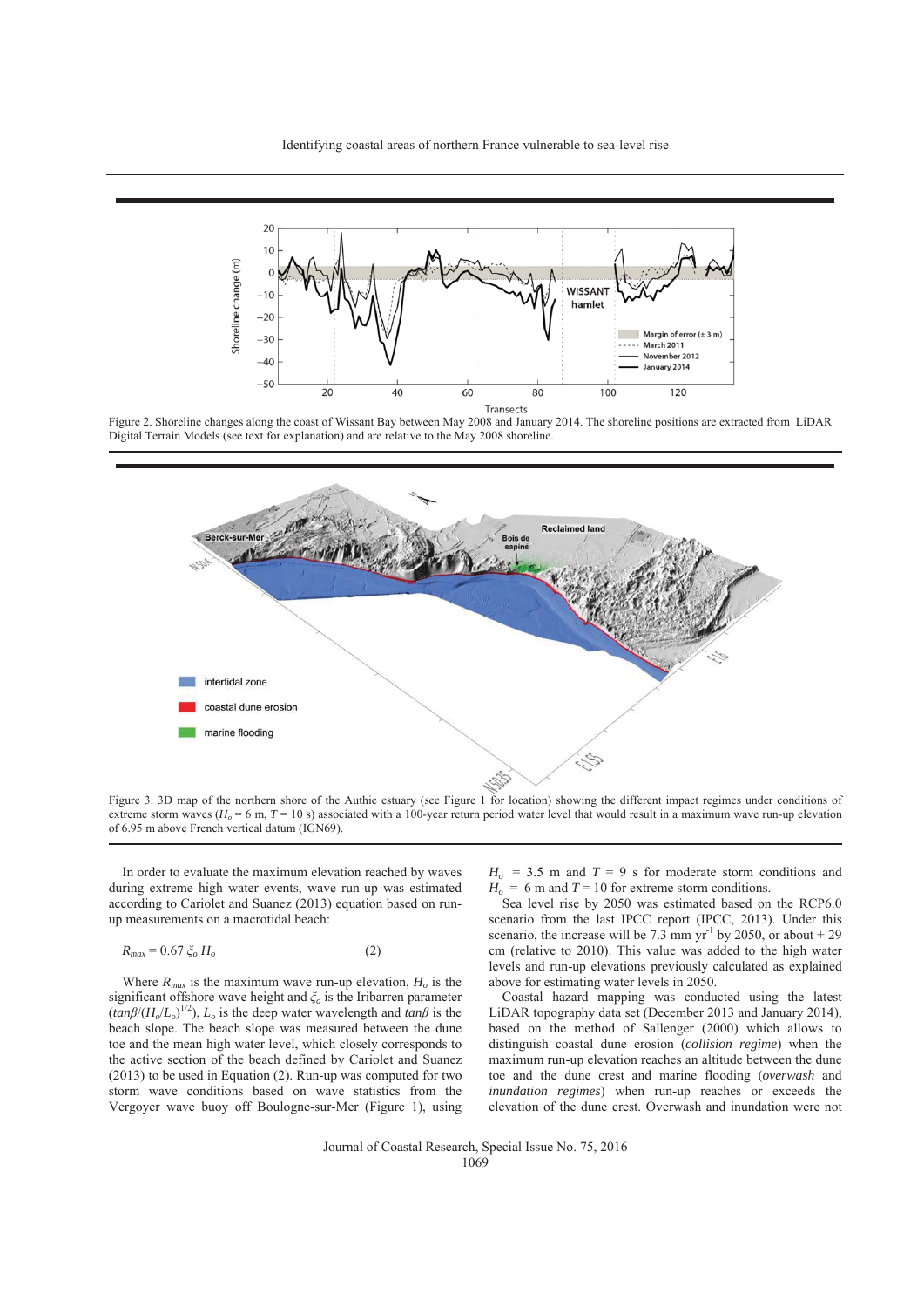Figure 2. Shoreline changes along the coast of Wissant Bay between May 2008 and January 2014. The shoreline positions are extracted from LiDAR Digital Terrain Models (see text for explanation) and are relative to the May 2008 shoreline.

Figure 3. 3D map of the northern shore of the Authie estuary (see Figure 1 for location) showing the different impact regimes under conditions of extreme storm waves ($H_o$ = 6 m, $T$ = 10 s) associated with a 100-year return period water level that would result in a maximum wave run-up elevation of 6.95 m above French vertical datum (IGN69).

In order to evaluate the maximum elevation reached by waves during extreme high water events, wave run-up was estimated according to Cariolet and Suanez (2013) equation based on run-up measurements on a macrotidal beach:

$$R_{max} = 0.67\, \xi_o\, H_o \qquad (2)$$

Where $R_{max}$ is the maximum wave run-up elevation, $H_o$ is the significant offshore wave height and $\xi_o$ is the Iribarren parameter ($tan\beta/(H_o/L_o)^{1/2}$), $L_o$ is the deep water wavelength and $tan\beta$ is the beach slope. The beach slope was measured between the dune toe and the mean high water level, which closely corresponds to the active section of the beach defined by Cariolet and Suanez (2013) to be used in Equation (2). Run-up was computed for two storm wave conditions based on wave statistics from the Vergoyer wave buoy off Boulogne-sur-Mer (Figure 1), using $H_o$ = 3.5 m and $T$ = 9 s for moderate storm conditions and $H_o$ = 6 m and $T$ = 10 for extreme storm conditions.

Sea level rise by 2050 was estimated based on the RCP6.0 scenario from the last IPCC report (IPCC, 2013). Under this scenario, the increase will be 7.3 mm yr$^{-1}$ by 2050, or about + 29 cm (relative to 2010). This value was added to the high water levels and run-up elevations previously calculated as explained above for estimating water levels in 2050.

Coastal hazard mapping was conducted using the latest LiDAR topography data set (December 2013 and January 2014), based on the method of Sallenger (2000) which allows to distinguish coastal dune erosion (*collision regime*) when the maximum run-up elevation reaches an altitude between the dune toe and the dune crest and marine flooding (*overwash* and *inundation regimes*) when run-up reaches or exceeds the elevation of the dune crest. Overwash and inundation were not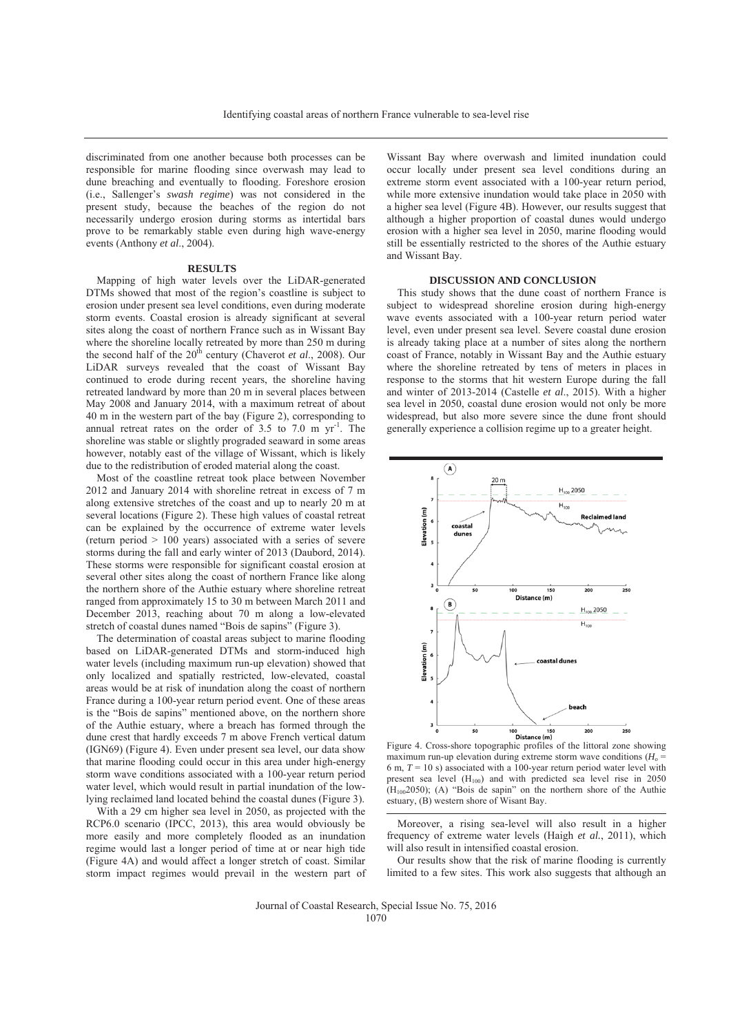discriminated from one another because both processes can be responsible for marine flooding since overwash may lead to dune breaching and eventually to flooding. Foreshore erosion (i.e., Sallenger's *swash regime*) was not considered in the present study, because the beaches of the region do not necessarily undergo erosion during storms as intertidal bars prove to be remarkably stable even during high wave-energy events (Anthony *et al*., 2004).

## RESULTS

Mapping of high water levels over the LiDAR-generated DTMs showed that most of the region's coastline is subject to erosion under present sea level conditions, even during moderate storm events. Coastal erosion is already significant at several sites along the coast of northern France such as in Wissant Bay where the shoreline locally retreated by more than 250 m during the second half of the 20th century (Chaverot *et al*., 2008). Our LiDAR surveys revealed that the coast of Wissant Bay continued to erode during recent years, the shoreline having retreated landward by more than 20 m in several places between May 2008 and January 2014, with a maximum retreat of about 40 m in the western part of the bay (Figure 2), corresponding to annual retreat rates on the order of 3.5 to 7.0 m $yr^{-1}$. The shoreline was stable or slightly prograded seaward in some areas however, notably east of the village of Wissant, which is likely due to the redistribution of eroded material along the coast.

Most of the coastline retreat took place between November 2012 and January 2014 with shoreline retreat in excess of 7 m along extensive stretches of the coast and up to nearly 20 m at several locations (Figure 2). These high values of coastal retreat can be explained by the occurrence of extreme water levels (return period > 100 years) associated with a series of severe storms during the fall and early winter of 2013 (Daubord, 2014). These storms were responsible for significant coastal erosion at several other sites along the coast of northern France like along the northern shore of the Authie estuary where shoreline retreat ranged from approximately 15 to 30 m between March 2011 and December 2013, reaching about 70 m along a low-elevated stretch of coastal dunes named "Bois de sapins" (Figure 3).

The determination of coastal areas subject to marine flooding based on LiDAR-generated DTMs and storm-induced high water levels (including maximum run-up elevation) showed that only localized and spatially restricted, low-elevated, coastal areas would be at risk of inundation along the coast of northern France during a 100-year return period event. One of these areas is the "Bois de sapins" mentioned above, on the northern shore of the Authie estuary, where a breach has formed through the dune crest that hardly exceeds 7 m above French vertical datum (IGN69) (Figure 4). Even under present sea level, our data show that marine flooding could occur in this area under high-energy storm wave conditions associated with a 100-year return period water level, which would result in partial inundation of the low-lying reclaimed land located behind the coastal dunes (Figure 3).

With a 29 cm higher sea level in 2050, as projected with the RCP6.0 scenario (IPCC, 2013), this area would obviously be more easily and more completely flooded as an inundation regime would last a longer period of time at or near high tide (Figure 4A) and would affect a longer stretch of coast. Similar storm impact regimes would prevail in the western part of Wissant Bay where overwash and limited inundation could occur locally under present sea level conditions during an extreme storm event associated with a 100-year return period, while more extensive inundation would take place in 2050 with a higher sea level (Figure 4B). However, our results suggest that although a higher proportion of coastal dunes would undergo erosion with a higher sea level in 2050, marine flooding would still be essentially restricted to the shores of the Authie estuary and Wissant Bay.

## DISCUSSION AND CONCLUSION

This study shows that the dune coast of northern France is subject to widespread shoreline erosion during high-energy wave events associated with a 100-year return period water level, even under present sea level. Severe coastal dune erosion is already taking place at a number of sites along the northern coast of France, notably in Wissant Bay and the Authie estuary where the shoreline retreated by tens of meters in places in response to the storms that hit western Europe during the fall and winter of 2013-2014 (Castelle *et al*., 2015). With a higher sea level in 2050, coastal dune erosion would not only be more widespread, but also more severe since the dune front should generally experience a collision regime up to a greater height.

Figure 4. Cross-shore topographic profiles of the littoral zone showing maximum run-up elevation during extreme storm wave conditions ($H_o$ = 6 m, $T$ = 10 s) associated with a 100-year return period water level with present sea level ($H_{100}$) and with predicted sea level rise in 2050 ($H_{100}2050$); (A) "Bois de sapin" on the northern shore of the Authie estuary, (B) western shore of Wisant Bay.

Moreover, a rising sea-level will also result in a higher frequency of extreme water levels (Haigh *et al.*, 2011), which will also result in intensified coastal erosion.

Our results show that the risk of marine flooding is currently limited to a few sites. This work also suggests that although an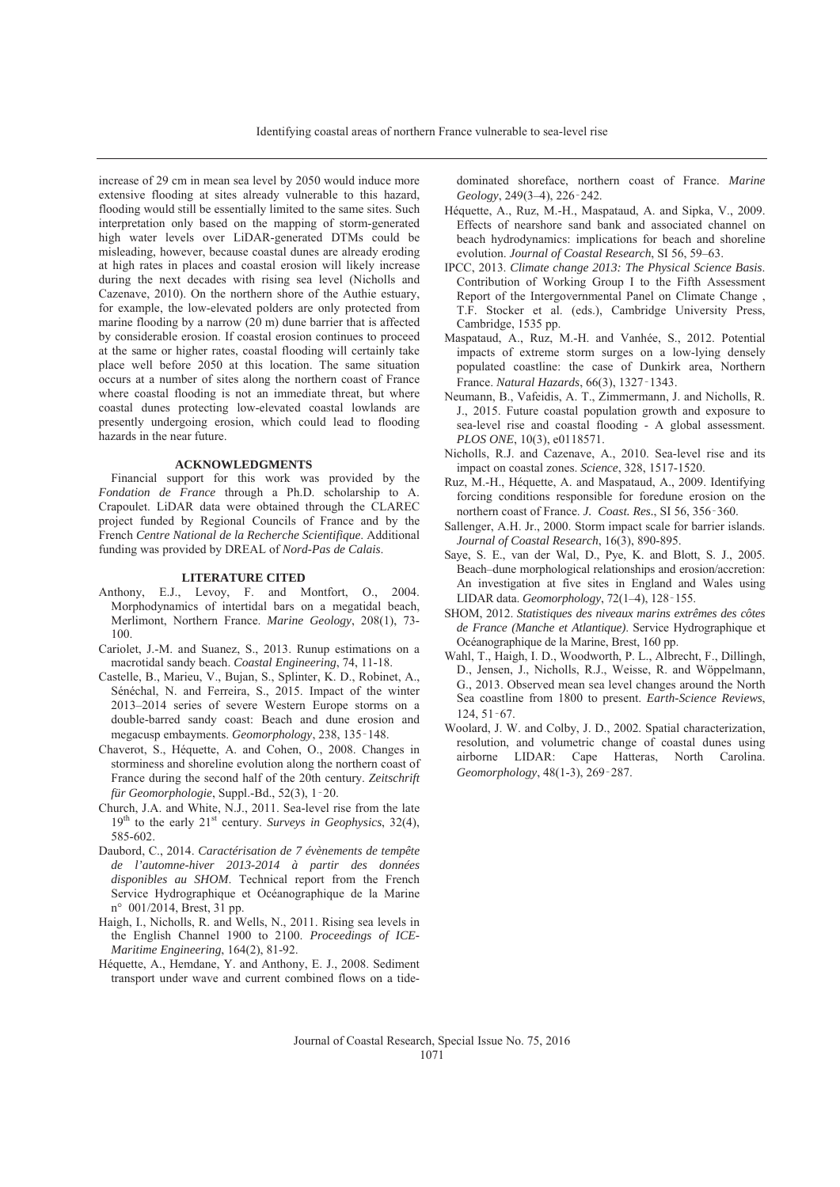increase of 29 cm in mean sea level by 2050 would induce more extensive flooding at sites already vulnerable to this hazard, flooding would still be essentially limited to the same sites. Such interpretation only based on the mapping of storm-generated high water levels over LiDAR-generated DTMs could be misleading, however, because coastal dunes are already eroding at high rates in places and coastal erosion will likely increase during the next decades with rising sea level (Nicholls and Cazenave, 2010). On the northern shore of the Authie estuary, for example, the low-elevated polders are only protected from marine flooding by a narrow (20 m) dune barrier that is affected by considerable erosion. If coastal erosion continues to proceed at the same or higher rates, coastal flooding will certainly take place well before 2050 at this location. The same situation occurs at a number of sites along the northern coast of France where coastal flooding is not an immediate threat, but where coastal dunes protecting low-elevated coastal lowlands are presently undergoing erosion, which could lead to flooding hazards in the near future.

## ACKNOWLEDGMENTS

Financial support for this work was provided by the *Fondation de France* through a Ph.D. scholarship to A. Crapoulet. LiDAR data were obtained through the CLAREC project funded by Regional Councils of France and by the French *Centre National de la Recherche Scientifique*. Additional funding was provided by DREAL of *Nord-Pas de Calais*.

## LITERATURE CITED

Anthony, E.J., Levoy, F. and Montfort, O., 2004. Morphodynamics of intertidal bars on a megatidal beach, Merlimont, Northern France. *Marine Geology*, 208(1), 73-100.

Cariolet, J.-M. and Suanez, S., 2013. Runup estimations on a macrotidal sandy beach. *Coastal Engineering*, 74, 11-18.

Castelle, B., Marieu, V., Bujan, S., Splinter, K. D., Robinet, A., Sénéchal, N. and Ferreira, S., 2015. Impact of the winter 2013–2014 series of severe Western Europe storms on a double-barred sandy coast: Beach and dune erosion and megacusp embayments. *Geomorphology*, 238, 135‑148.

Chaverot, S., Héquette, A. and Cohen, O., 2008. Changes in storminess and shoreline evolution along the northern coast of France during the second half of the 20th century. *Zeitschrift für Geomorphologie*, Suppl.-Bd., 52(3), 1‑20.

Church, J.A. and White, N.J., 2011. Sea-level rise from the late 19th to the early 21st century. *Surveys in Geophysics*, 32(4), 585-602.

Daubord, C., 2014. *Caractérisation de 7 évènements de tempête de l'automne-hiver 2013-2014 à partir des données disponibles au SHOM*. Technical report from the French Service Hydrographique et Océanographique de la Marine n° 001/2014, Brest, 31 pp.

Haigh, I., Nicholls, R. and Wells, N., 2011. Rising sea levels in the English Channel 1900 to 2100. *Proceedings of ICE-Maritime Engineering*, 164(2), 81-92.

Héquette, A., Hemdane, Y. and Anthony, E. J., 2008. Sediment transport under wave and current combined flows on a tide-dominated shoreface, northern coast of France. *Marine Geology*, 249(3–4), 226‑242.

Héquette, A., Ruz, M.-H., Maspataud, A. and Sipka, V., 2009. Effects of nearshore sand bank and associated channel on beach hydrodynamics: implications for beach and shoreline evolution. *Journal of Coastal Research*, SI 56, 59–63.

IPCC, 2013. *Climate change 2013: The Physical Science Basis*. Contribution of Working Group I to the Fifth Assessment Report of the Intergovernmental Panel on Climate Change , T.F. Stocker et al. (eds.), Cambridge University Press, Cambridge, 1535 pp.

Maspataud, A., Ruz, M.-H. and Vanhée, S., 2012. Potential impacts of extreme storm surges on a low-lying densely populated coastline: the case of Dunkirk area, Northern France. *Natural Hazards*, 66(3), 1327‑1343.

Neumann, B., Vafeidis, A. T., Zimmermann, J. and Nicholls, R. J., 2015. Future coastal population growth and exposure to sea-level rise and coastal flooding - A global assessment. *PLOS ONE*, 10(3), e0118571.

Nicholls, R.J. and Cazenave, A., 2010. Sea-level rise and its impact on coastal zones. *Science*, 328, 1517-1520.

Ruz, M.-H., Héquette, A. and Maspataud, A., 2009. Identifying forcing conditions responsible for foredune erosion on the northern coast of France. *J. Coast. Res.*, SI 56, 356‑360.

Sallenger, A.H. Jr., 2000. Storm impact scale for barrier islands. *Journal of Coastal Research*, 16(3), 890-895.

Saye, S. E., van der Wal, D., Pye, K. and Blott, S. J., 2005. Beach–dune morphological relationships and erosion/accretion: An investigation at five sites in England and Wales using LIDAR data. *Geomorphology*, 72(1–4), 128‑155.

SHOM, 2012. *Statistiques des niveaux marins extrêmes des côtes de France (Manche et Atlantique)*. Service Hydrographique et Océanographique de la Marine, Brest, 160 pp.

Wahl, T., Haigh, I. D., Woodworth, P. L., Albrecht, F., Dillingh, D., Jensen, J., Nicholls, R.J., Weisse, R. and Wöppelmann, G., 2013. Observed mean sea level changes around the North Sea coastline from 1800 to present. *Earth-Science Reviews*, 124, 51‑67.

Woolard, J. W. and Colby, J. D., 2002. Spatial characterization, resolution, and volumetric change of coastal dunes using airborne LIDAR: Cape Hatteras, North Carolina. *Geomorphology*, 48(1-3), 269‑287.